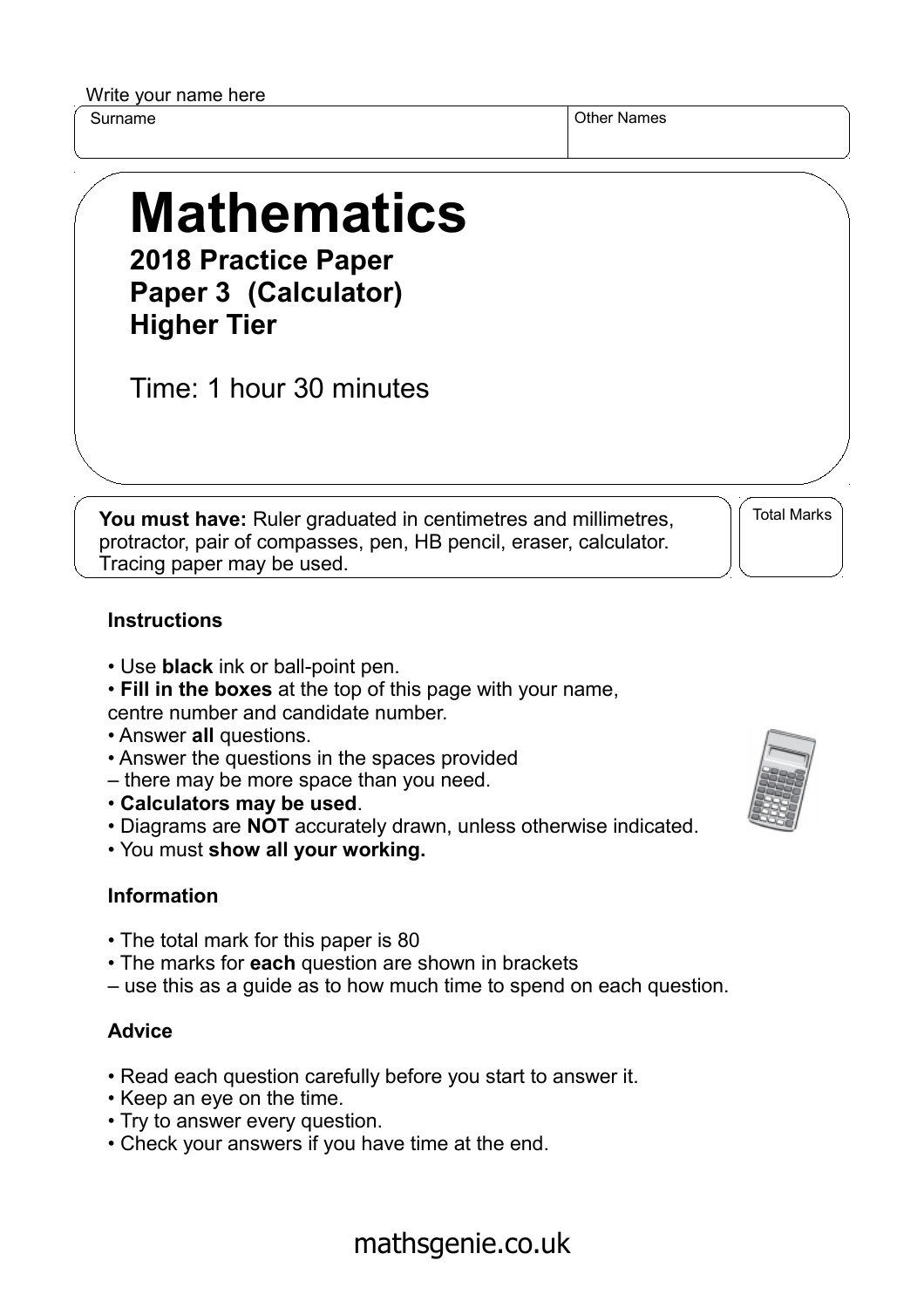Write your name here

| Surname | Other Names |
|---|---|
| | |

# Mathematics

**2018 Practice Paper**
**Paper 3 (Calculator)**
**Higher Tier**

Time: 1 hour 30 minutes

**You must have:** Ruler graduated in centimetres and millimetres, protractor, pair of compasses, pen, HB pencil, eraser, calculator. Tracing paper may be used.

Total Marks

### Instructions

- Use **black** ink or ball-point pen.
- **Fill in the boxes** at the top of this page with your name, centre number and candidate number.
- Answer **all** questions.
- Answer the questions in the spaces provided – there may be more space than you need.
- **Calculators may be used**.
- Diagrams are **NOT** accurately drawn, unless otherwise indicated.
- You must **show all your working.**

### Information

- The total mark for this paper is 80
- The marks for **each** question are shown in brackets – use this as a guide as to how much time to spend on each question.

### Advice

- Read each question carefully before you start to answer it.
- Keep an eye on the time.
- Try to answer every question.
- Check your answers if you have time at the end.

mathsgenie.co.uk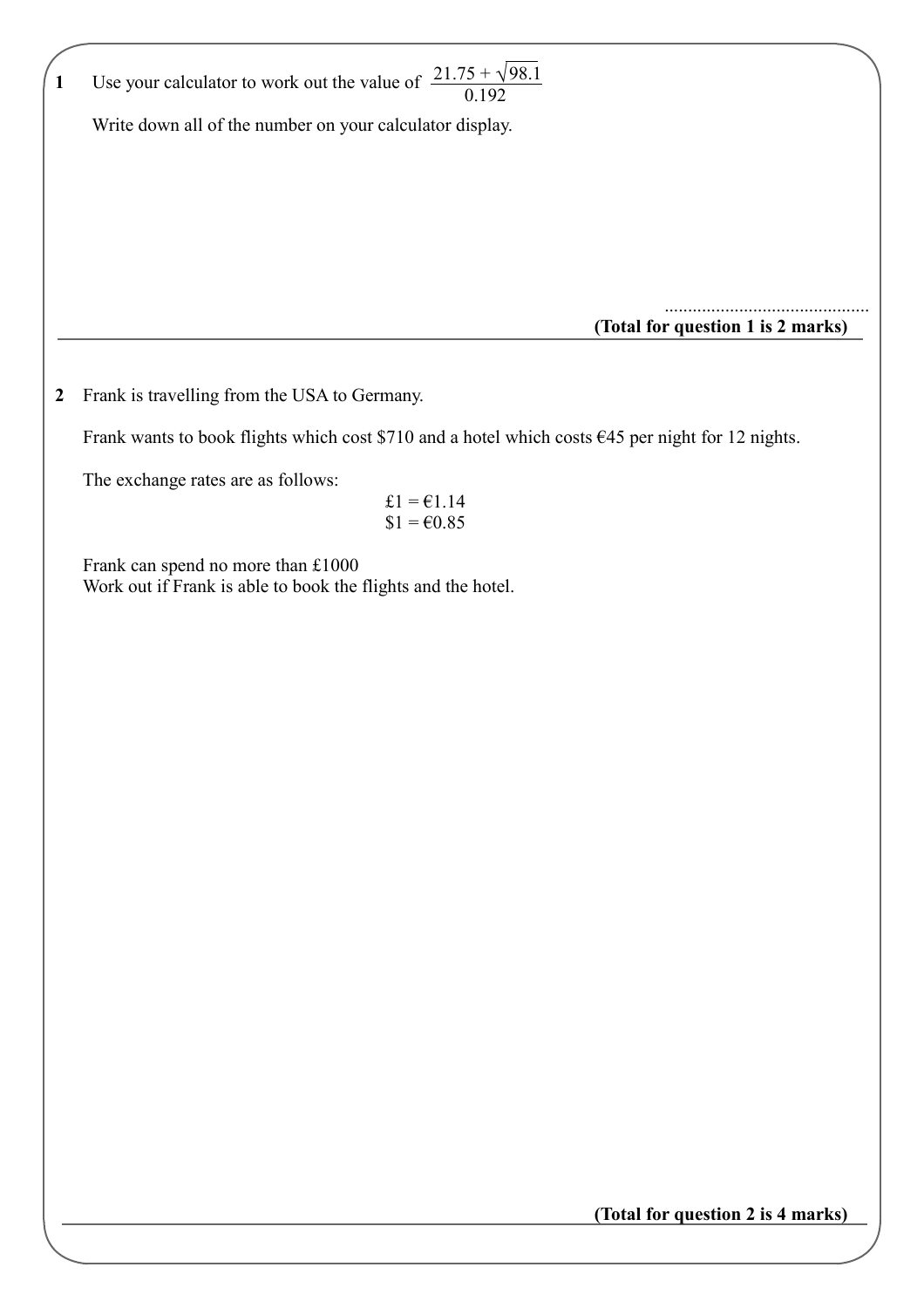**1** Use your calculator to work out the value of $\frac{21.75 + \sqrt{98.1}}{0.192}$

Write down all of the number on your calculator display.

..........................................

**(Total for question 1 is 2 marks)**

---

**2** Frank is travelling from the USA to Germany.

Frank wants to book flights which cost \$710 and a hotel which costs €45 per night for 12 nights.

The exchange rates are as follows:

£1 = €1.14
\$1 = €0.85

Frank can spend no more than £1000
Work out if Frank is able to book the flights and the hotel.

**(Total for question 2 is 4 marks)**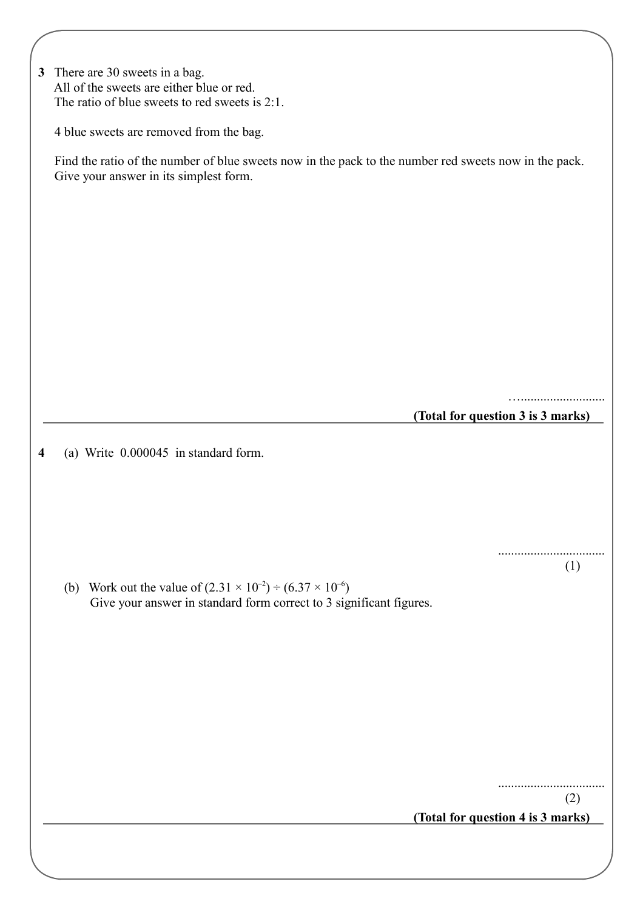**3** There are 30 sweets in a bag.
All of the sweets are either blue or red.
The ratio of blue sweets to red sweets is 2:1.

4 blue sweets are removed from the bag.

Find the ratio of the number of blue sweets now in the pack to the number red sweets now in the pack.
Give your answer in its simplest form.

…..........................

**(Total for question 3 is 3 marks)**

---

**4** (a) Write 0.000045 in standard form.

.................................

(1)

(b) Work out the value of $(2.31 \times 10^{-2}) \div (6.37 \times 10^{-6})$
Give your answer in standard form correct to 3 significant figures.

.................................

(2)

**(Total for question 4 is 3 marks)**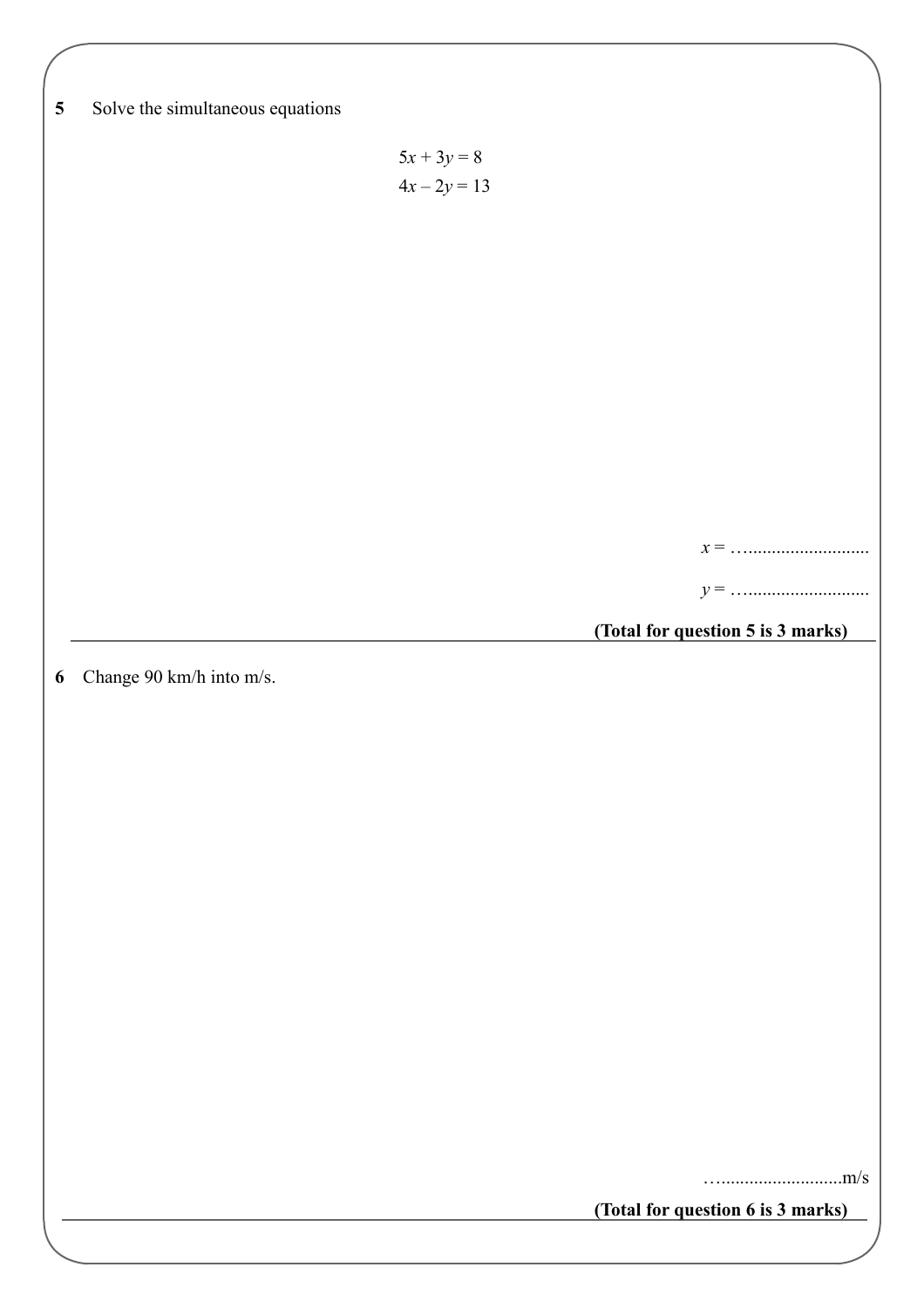**5** Solve the simultaneous equations

$$5x + 3y = 8$$
$$4x - 2y = 13$$

$x$ = …..........................

$y$ = …..........................

**(Total for question 5 is 3 marks)**

---

**6** Change 90 km/h into m/s.

…..........................m/s

**(Total for question 6 is 3 marks)**

---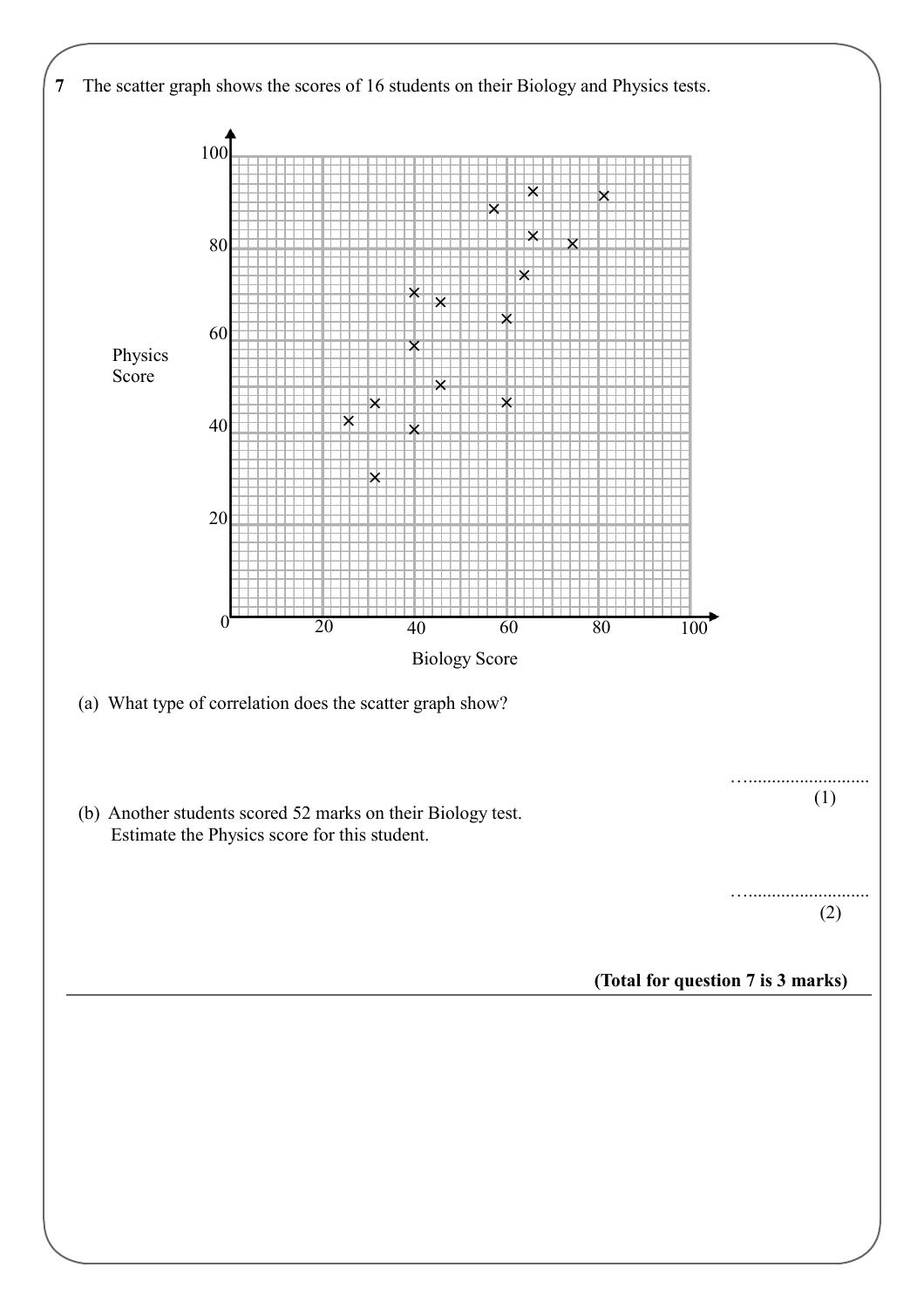**7** The scatter graph shows the scores of 16 students on their Biology and Physics tests.

(a) What type of correlation does the scatter graph show?

…..........................
(1)

(b) Another students scored 52 marks on their Biology test.
Estimate the Physics score for this student.

…..........................
(2)

**(Total for question 7 is 3 marks)**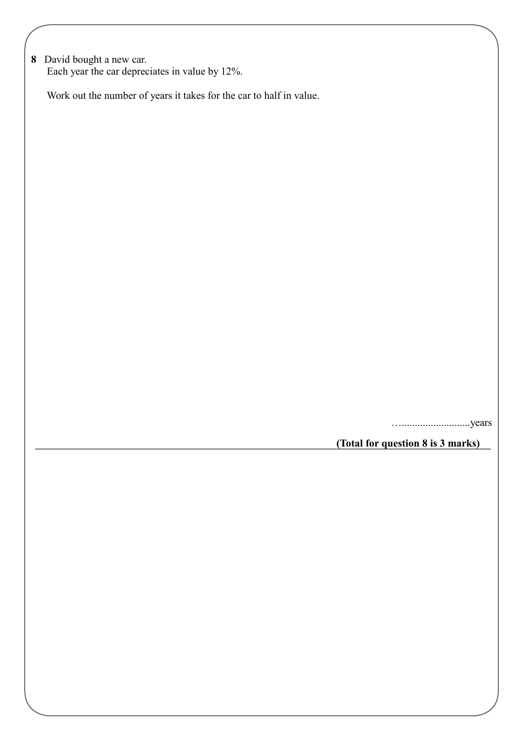**8** David bought a new car.
Each year the car depreciates in value by 12%.

Work out the number of years it takes for the car to half in value.

…..........................years

**(Total for question 8 is 3 marks)**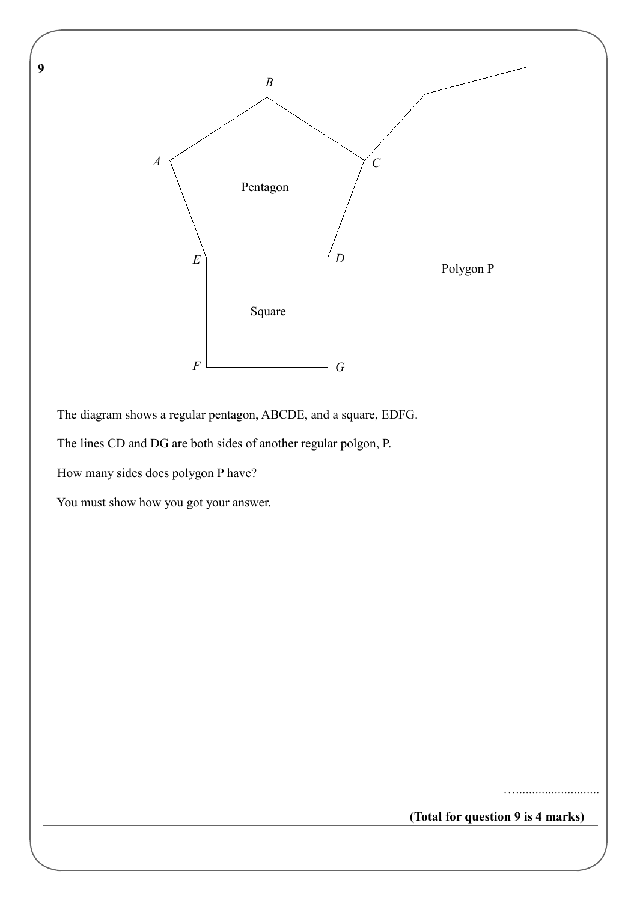**9**

The diagram shows a regular pentagon, ABCDE, and a square, EDFG.

The lines CD and DG are both sides of another regular polgon, P.

How many sides does polygon P have?

You must show how you got your answer.

…..........................

**(Total for question 9 is 4 marks)**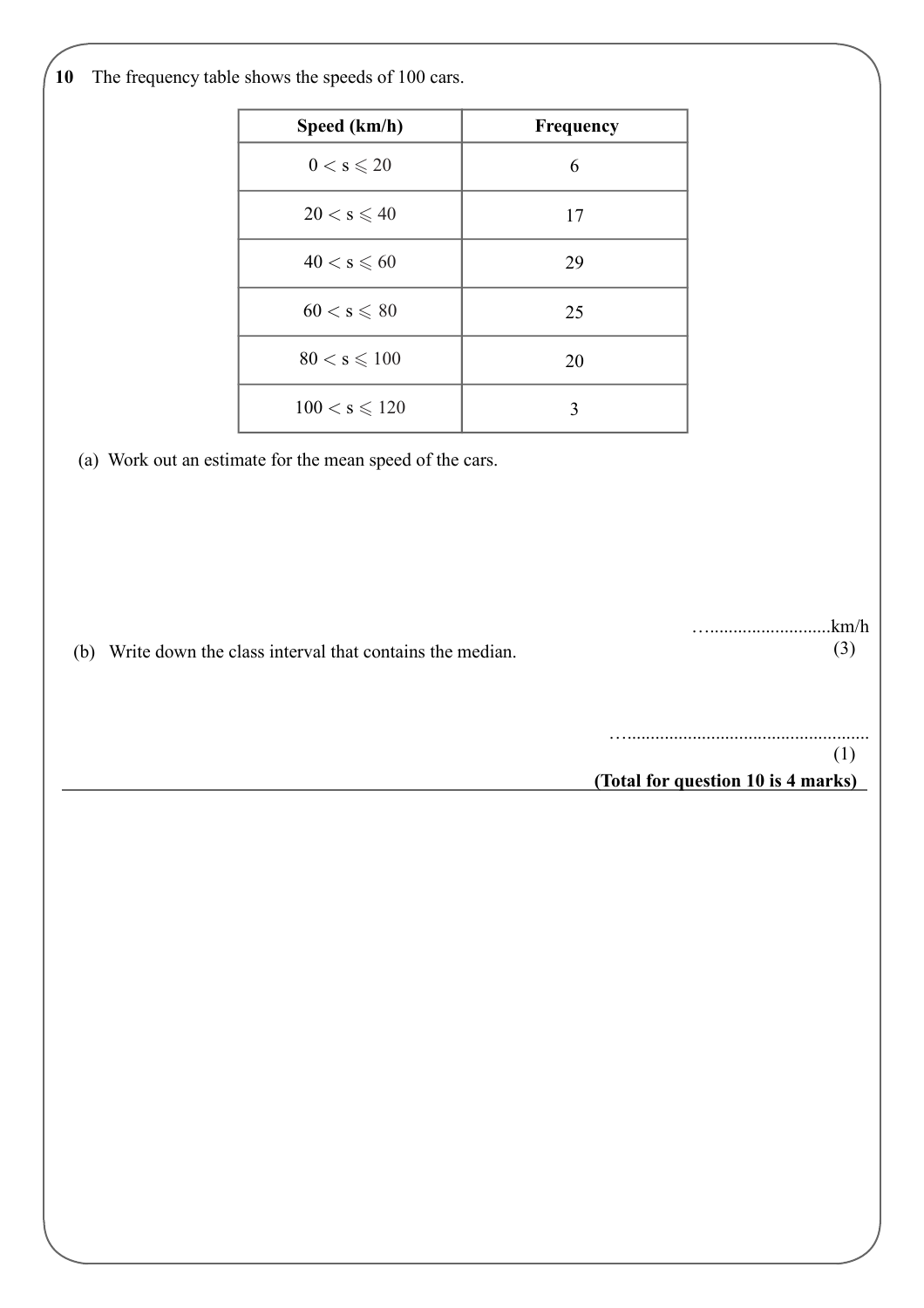**10** The frequency table shows the speeds of 100 cars.

| Speed (km/h) | Frequency |
|---|---|
| $0 < s \leqslant 20$ | 6 |
| $20 < s \leqslant 40$ | 17 |
| $40 < s \leqslant 60$ | 29 |
| $60 < s \leqslant 80$ | 25 |
| $80 < s \leqslant 100$ | 20 |
| $100 < s \leqslant 120$ | 3 |

(a) Work out an estimate for the mean speed of the cars.

…..........................km/h

(3)

(b) Write down the class interval that contains the median.

…...................................................

(1)

**(Total for question 10 is 4 marks)**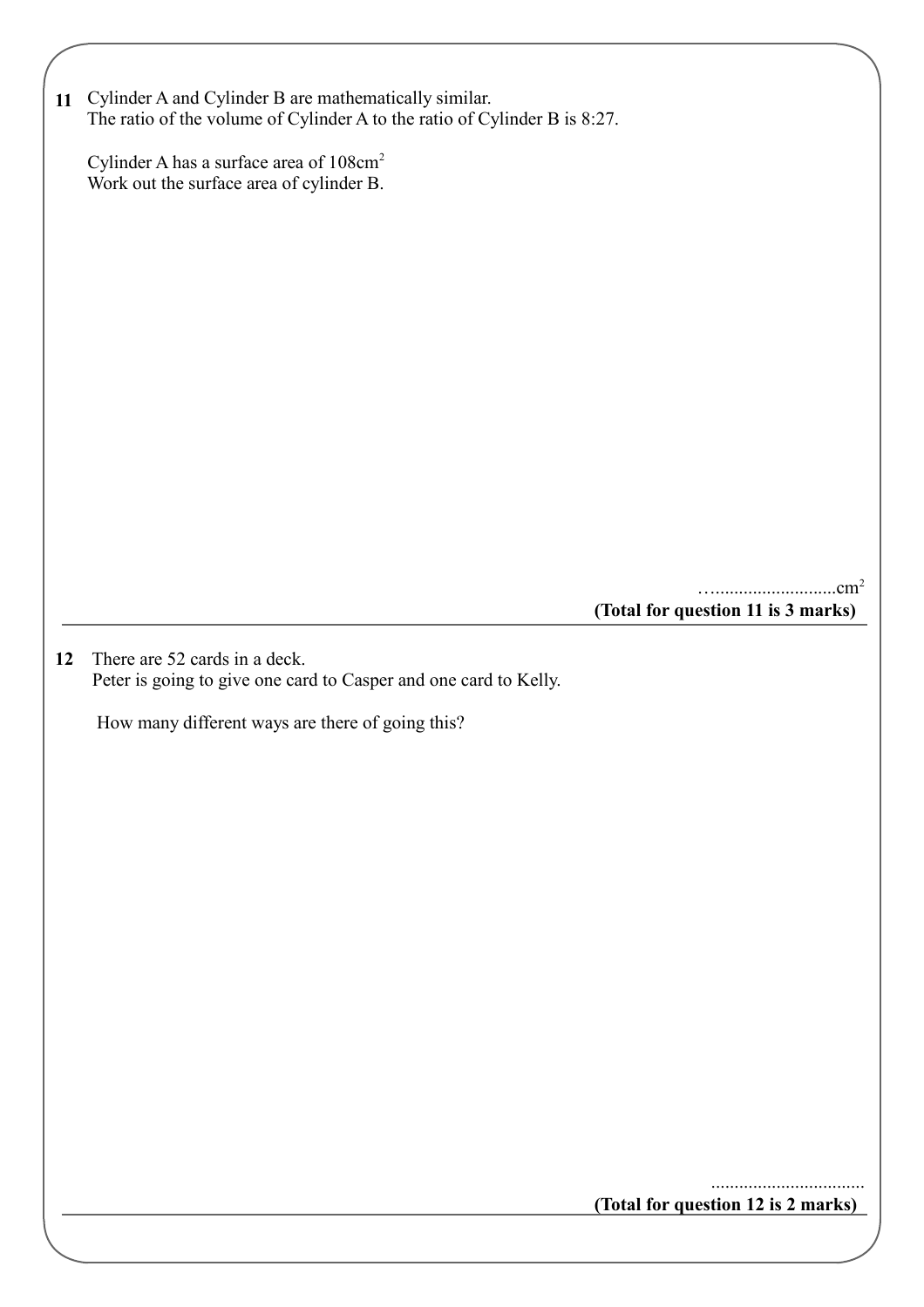**11** Cylinder A and Cylinder B are mathematically similar.
The ratio of the volume of Cylinder A to the ratio of Cylinder B is 8:27.

Cylinder A has a surface area of $108\text{cm}^2$
Work out the surface area of cylinder B.

…..........................$\text{cm}^2$

**(Total for question 11 is 3 marks)**

---

**12** There are 52 cards in a deck.
Peter is going to give one card to Casper and one card to Kelly.

How many different ways are there of going this?

.................................

**(Total for question 12 is 2 marks)**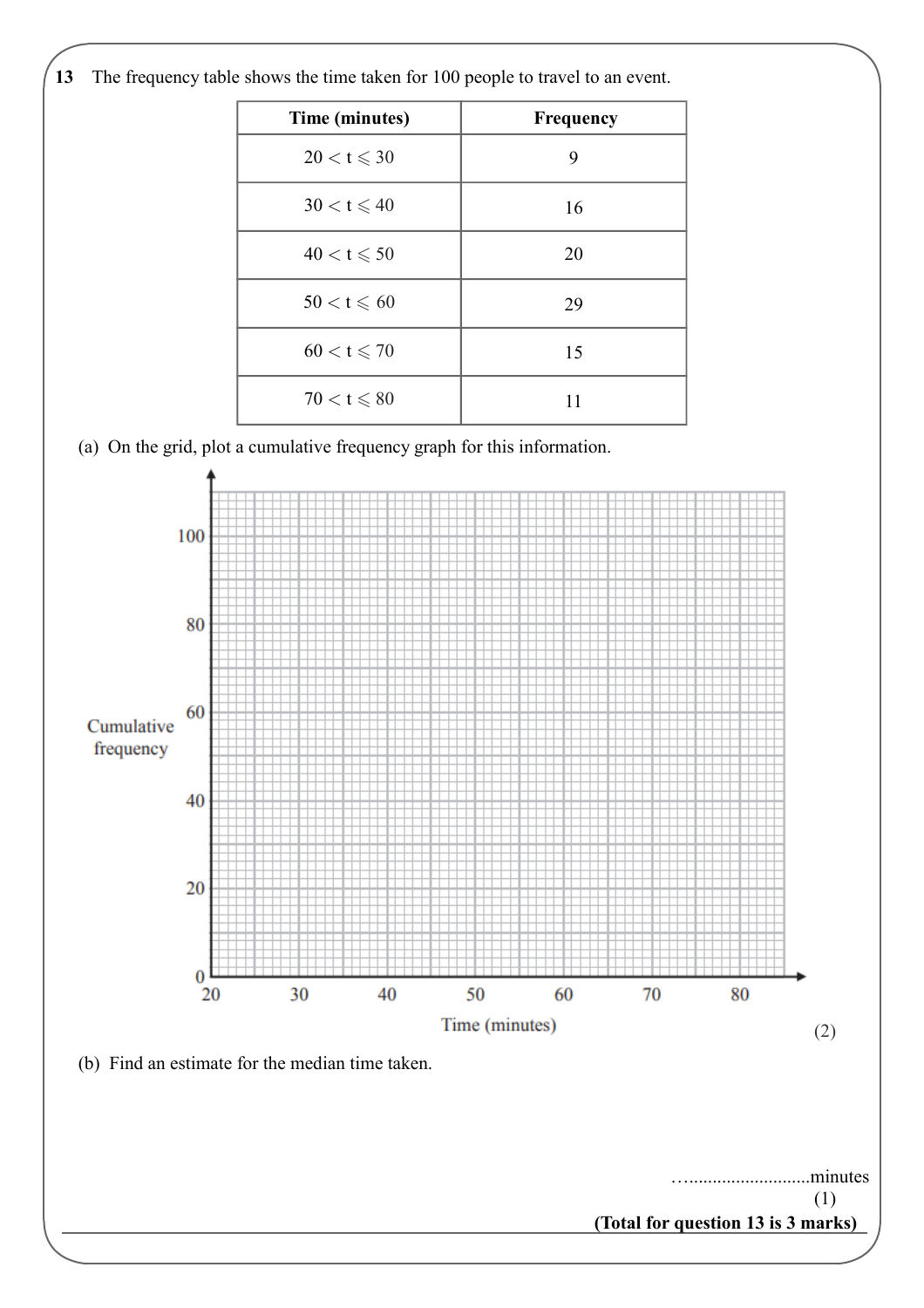**13** The frequency table shows the time taken for 100 people to travel to an event.

| Time (minutes) | Frequency |
|---|---|
| $20 < t \leqslant 30$ | 9 |
| $30 < t \leqslant 40$ | 16 |
| $40 < t \leqslant 50$ | 20 |
| $50 < t \leqslant 60$ | 29 |
| $60 < t \leqslant 70$ | 15 |
| $70 < t \leqslant 80$ | 11 |

(a) On the grid, plot a cumulative frequency graph for this information.

Cumulative frequency

100

80

60

40

20

0

20 30 40 50 60 70 80

Time (minutes)

(2)

(b) Find an estimate for the median time taken.

…..........................minutes

(1)

**(Total for question 13 is 3 marks)**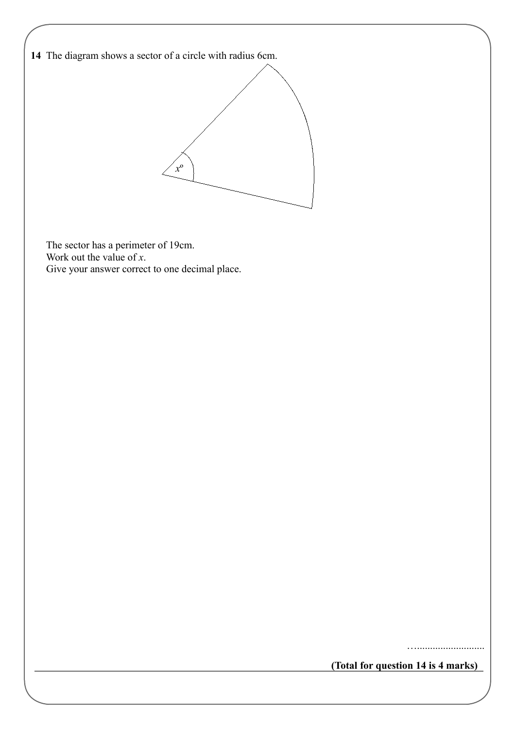**14** The diagram shows a sector of a circle with radius 6cm.

$x^{\circ}$

The sector has a perimeter of 19cm.
Work out the value of $x$.
Give your answer correct to one decimal place.

…..........................

**(Total for question 14 is 4 marks)**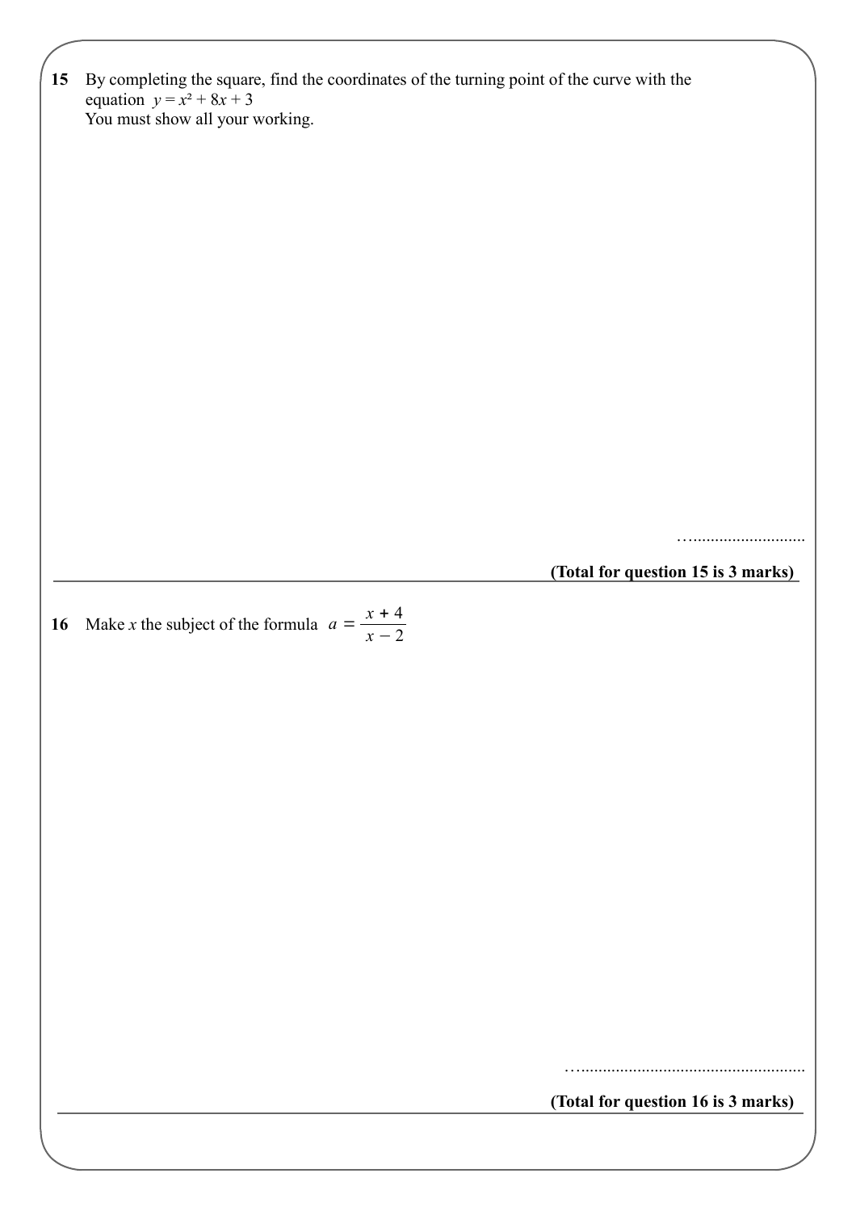**15** By completing the square, find the coordinates of the turning point of the curve with the equation $y = x^2 + 8x + 3$

You must show all your working.

…..........................

**(Total for question 15 is 3 marks)**

---

**16** Make $x$ the subject of the formula $a = \dfrac{x + 4}{x - 2}$

…...................................................

**(Total for question 16 is 3 marks)**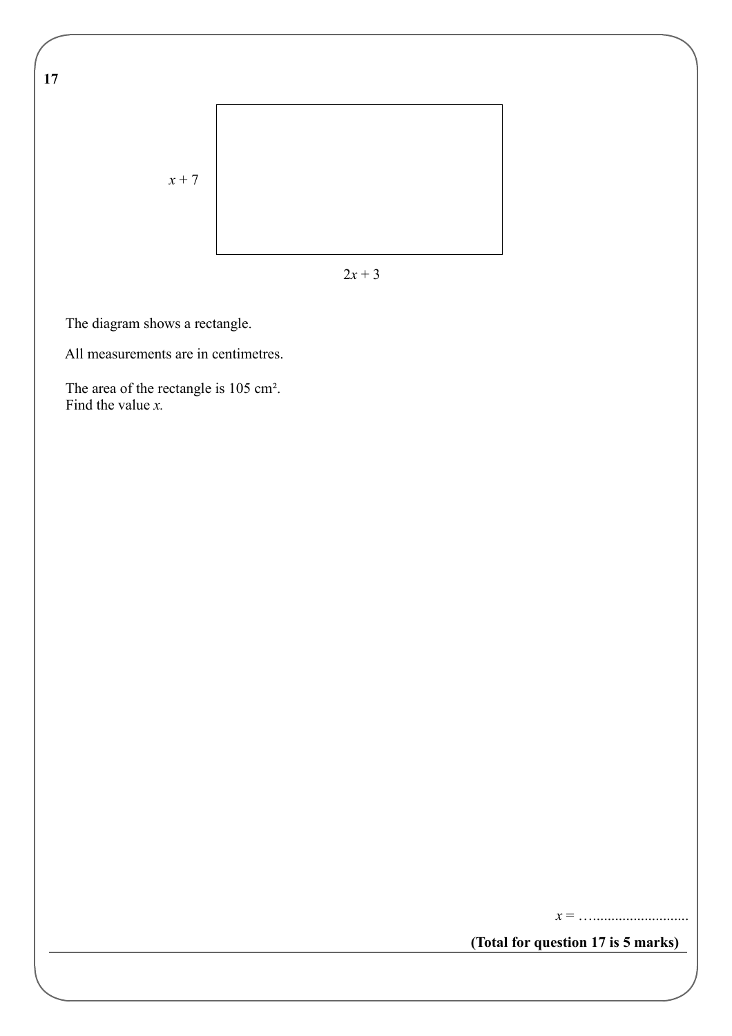**17**

$x + 7$

$2x + 3$

The diagram shows a rectangle.

All measurements are in centimetres.

The area of the rectangle is 105 cm².
Find the value *x*.

$x =$ ……………………………

**(Total for question 17 is 5 marks)**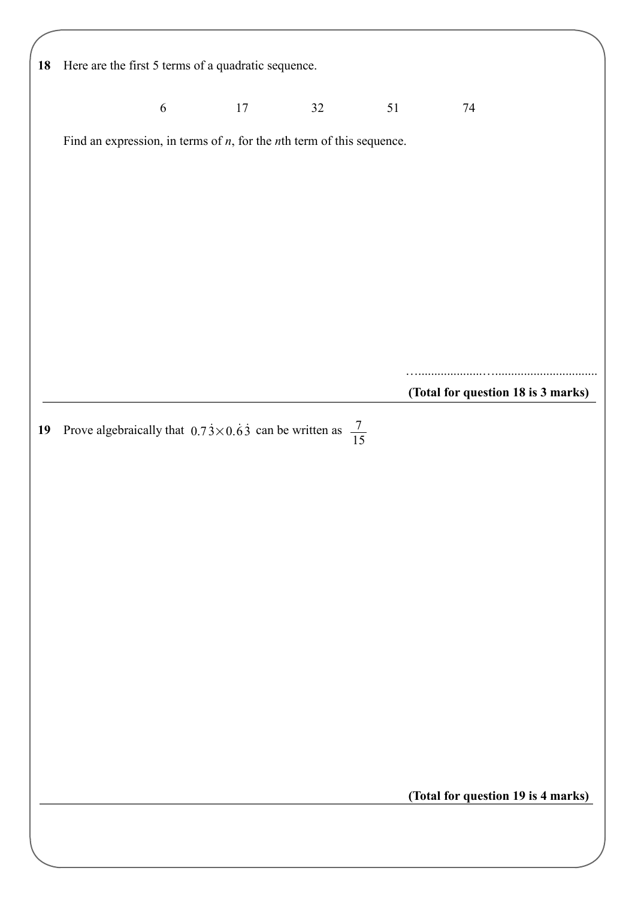**18** Here are the first 5 terms of a quadratic sequence.

6 17 32 51 74

Find an expression, in terms of $n$, for the $n$th term of this sequence.

..........................................................

**(Total for question 18 is 3 marks)**

---

**19** Prove algebraically that $0.7\dot{3} \times 0.\dot{6}\dot{3}$ can be written as $\frac{7}{15}$

**(Total for question 19 is 4 marks)**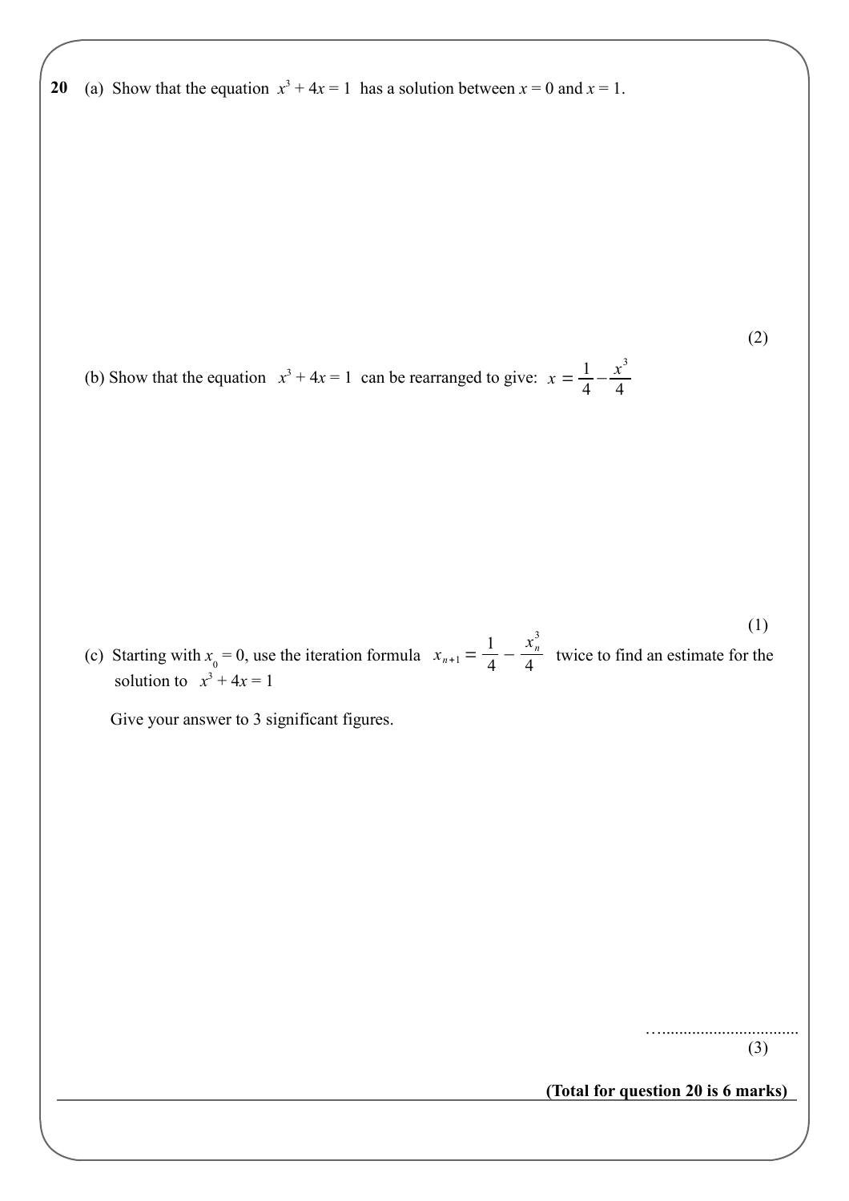**20** (a) Show that the equation $x^3 + 4x = 1$ has a solution between $x = 0$ and $x = 1$.

(2)

(b) Show that the equation $x^3 + 4x = 1$ can be rearranged to give: $x = \frac{1}{4} - \frac{x^3}{4}$

(1)

(c) Starting with $x_0 = 0$, use the iteration formula $x_{n+1} = \frac{1}{4} - \frac{x_n^3}{4}$ twice to find an estimate for the solution to $x^3 + 4x = 1$

Give your answer to 3 significant figures.

…..................................

(3)

**(Total for question 20 is 6 marks)**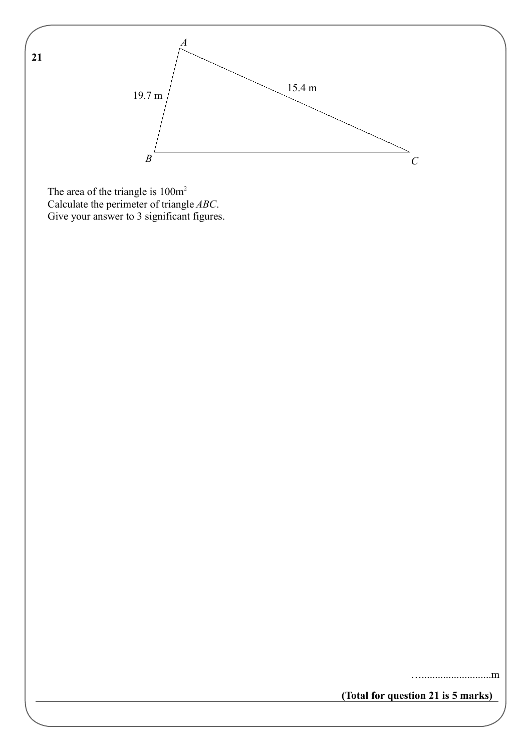**21**

A

19.7 m

15.4 m

B

C

The area of the triangle is $100\text{m}^2$

Calculate the perimeter of triangle *ABC*.

Give your answer to 3 significant figures.

…..........................m

**(Total for question 21 is 5 marks)**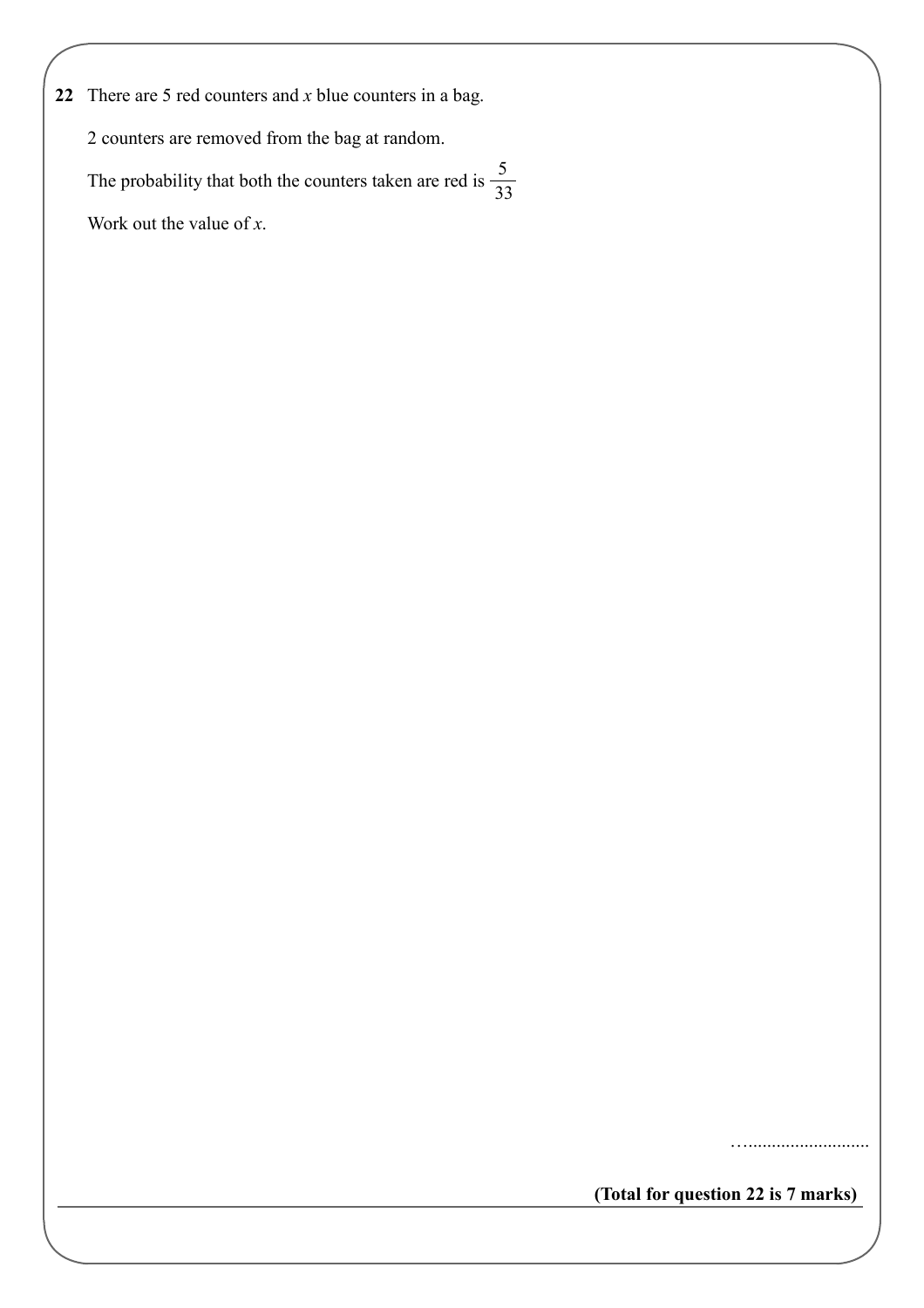**22** There are 5 red counters and $x$ blue counters in a bag.

2 counters are removed from the bag at random.

The probability that both the counters taken are red is $\frac{5}{33}$

Work out the value of $x$.

…..........................

**(Total for question 22 is 7 marks)**